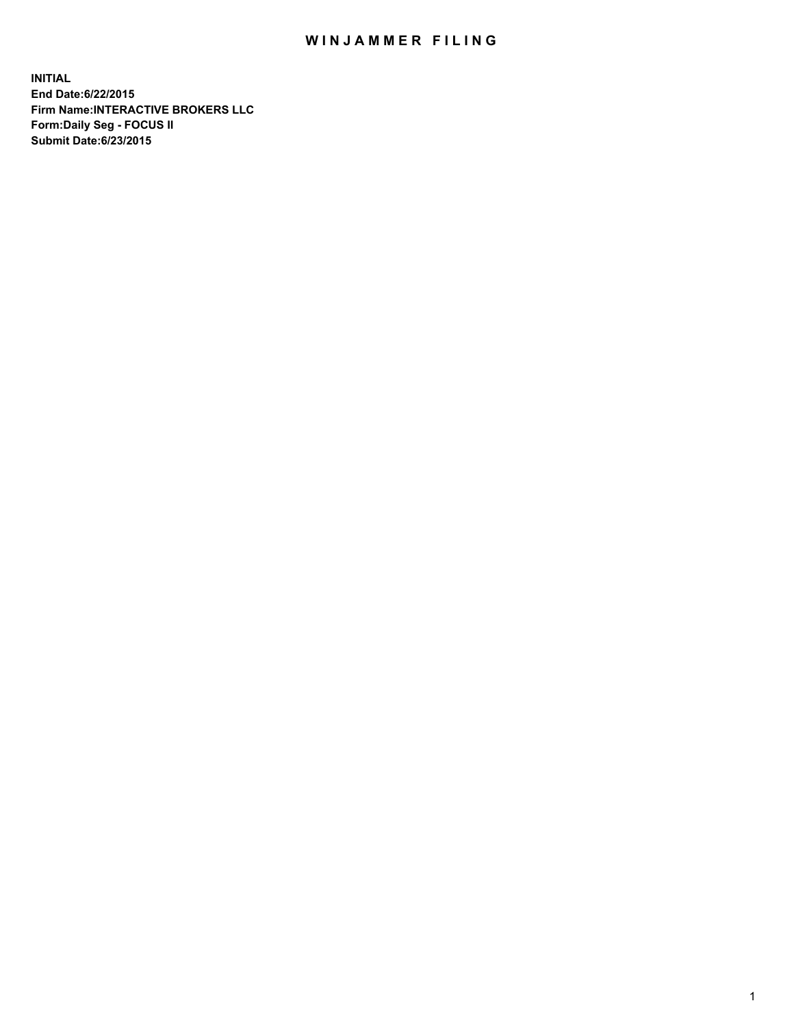# WINJAMMER FILING

**INITIAL**
**End Date:6/22/2015**
**Firm Name:INTERACTIVE BROKERS LLC**
**Form:Daily Seg - FOCUS II**
**Submit Date:6/23/2015**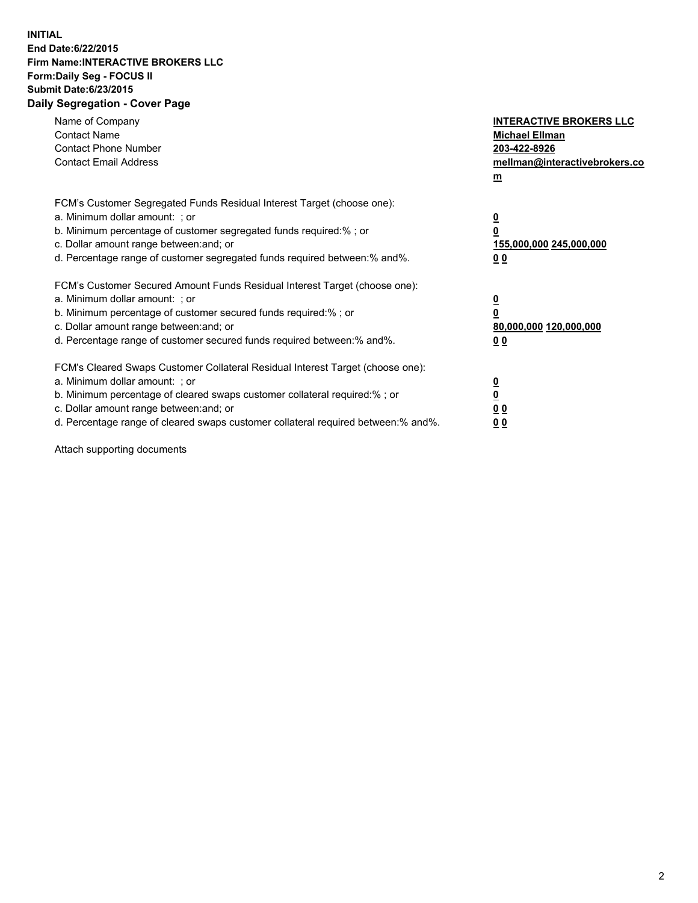**INITIAL**
**End Date:6/22/2015**
**Firm Name:INTERACTIVE BROKERS LLC**
**Form:Daily Seg - FOCUS II**
**Submit Date:6/23/2015**
**Daily Segregation - Cover Page**

| | |
|---|---|
| Name of Company | **INTERACTIVE BROKERS LLC** |
| Contact Name | **Michael Ellman** |
| Contact Phone Number | **203-422-8926** |
| Contact Email Address | **mellman@interactivebrokers.com** |

FCM's Customer Segregated Funds Residual Interest Target (choose one):

| | |
|---|---|
| a. Minimum dollar amount: ; or | **0** |
| b. Minimum percentage of customer segregated funds required:% ; or | **0** |
| c. Dollar amount range between:and; or | **155,000,000 245,000,000** |
| d. Percentage range of customer segregated funds required between:% and%. | **0 0** |

FCM's Customer Secured Amount Funds Residual Interest Target (choose one):

| | |
|---|---|
| a. Minimum dollar amount: ; or | **0** |
| b. Minimum percentage of customer secured funds required:% ; or | **0** |
| c. Dollar amount range between:and; or | **80,000,000 120,000,000** |
| d. Percentage range of customer secured funds required between:% and%. | **0 0** |

FCM's Cleared Swaps Customer Collateral Residual Interest Target (choose one):

| | |
|---|---|
| a. Minimum dollar amount: ; or | **0** |
| b. Minimum percentage of cleared swaps customer collateral required:% ; or | **0** |
| c. Dollar amount range between:and; or | **0 0** |
| d. Percentage range of cleared swaps customer collateral required between:% and%. | **0 0** |

Attach supporting documents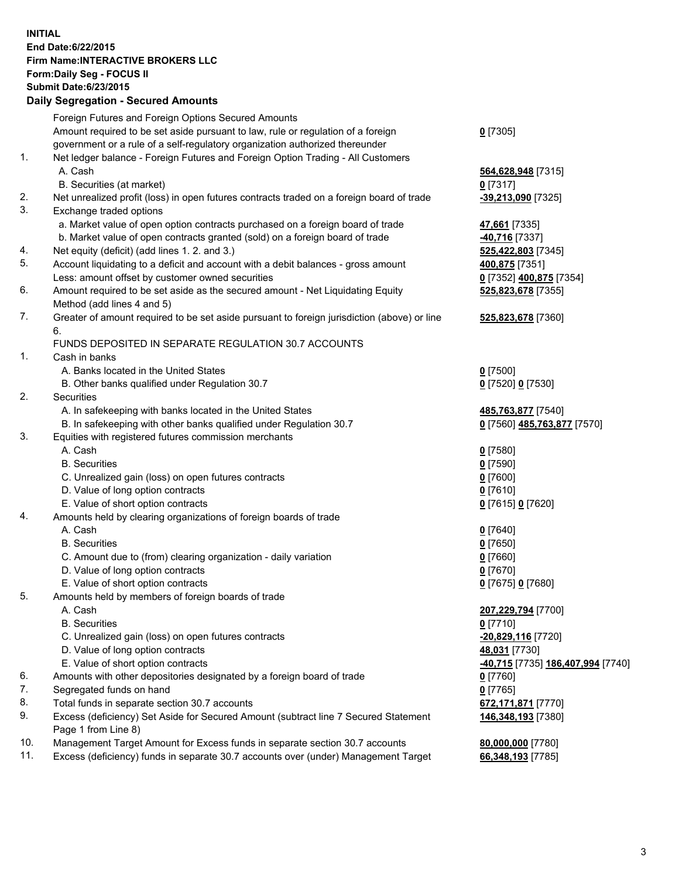**INITIAL**
**End Date:6/22/2015**
**Firm Name:INTERACTIVE BROKERS LLC**
**Form:Daily Seg - FOCUS II**
**Submit Date:6/23/2015**

## Daily Segregation - Secured Amounts

| | | |
|---|---|---|
| | Foreign Futures and Foreign Options Secured Amounts | |
| | Amount required to be set aside pursuant to law, rule or regulation of a foreign government or a rule of a self-regulatory organization authorized thereunder | **0** [7305] |
| 1. | Net ledger balance - Foreign Futures and Foreign Option Trading - All Customers | |
| | A. Cash | **564,628,948** [7315] |
| | B. Securities (at market) | **0** [7317] |
| 2. | Net unrealized profit (loss) in open futures contracts traded on a foreign board of trade | **-39,213,090** [7325] |
| 3. | Exchange traded options | |
| | a. Market value of open option contracts purchased on a foreign board of trade | **47,661** [7335] |
| | b. Market value of open contracts granted (sold) on a foreign board of trade | **-40,716** [7337] |
| 4. | Net equity (deficit) (add lines 1. 2. and 3.) | **525,422,803** [7345] |
| 5. | Account liquidating to a deficit and account with a debit balances - gross amount | **400,875** [7351] |
| | Less: amount offset by customer owned securities | **0** [7352] **400,875** [7354] |
| 6. | Amount required to be set aside as the secured amount - Net Liquidating Equity Method (add lines 4 and 5) | **525,823,678** [7355] |
| 7. | Greater of amount required to be set aside pursuant to foreign jurisdiction (above) or line 6. | **525,823,678** [7360] |
| | FUNDS DEPOSITED IN SEPARATE REGULATION 30.7 ACCOUNTS | |
| 1. | Cash in banks | |
| | A. Banks located in the United States | **0** [7500] |
| | B. Other banks qualified under Regulation 30.7 | **0** [7520] **0** [7530] |
| 2. | Securities | |
| | A. In safekeeping with banks located in the United States | **485,763,877** [7540] |
| | B. In safekeeping with other banks qualified under Regulation 30.7 | **0** [7560] **485,763,877** [7570] |
| 3. | Equities with registered futures commission merchants | |
| | A. Cash | **0** [7580] |
| | B. Securities | **0** [7590] |
| | C. Unrealized gain (loss) on open futures contracts | **0** [7600] |
| | D. Value of long option contracts | **0** [7610] |
| | E. Value of short option contracts | **0** [7615] **0** [7620] |
| 4. | Amounts held by clearing organizations of foreign boards of trade | |
| | A. Cash | **0** [7640] |
| | B. Securities | **0** [7650] |
| | C. Amount due to (from) clearing organization - daily variation | **0** [7660] |
| | D. Value of long option contracts | **0** [7670] |
| | E. Value of short option contracts | **0** [7675] **0** [7680] |
| 5. | Amounts held by members of foreign boards of trade | |
| | A. Cash | **207,229,794** [7700] |
| | B. Securities | **0** [7710] |
| | C. Unrealized gain (loss) on open futures contracts | **-20,829,116** [7720] |
| | D. Value of long option contracts | **48,031** [7730] |
| | E. Value of short option contracts | **-40,715** [7735] **186,407,994** [7740] |
| 6. | Amounts with other depositories designated by a foreign board of trade | **0** [7760] |
| 7. | Segregated funds on hand | **0** [7765] |
| 8. | Total funds in separate section 30.7 accounts | **672,171,871** [7770] |
| 9. | Excess (deficiency) Set Aside for Secured Amount (subtract line 7 Secured Statement Page 1 from Line 8) | **146,348,193** [7380] |
| 10. | Management Target Amount for Excess funds in separate section 30.7 accounts | **80,000,000** [7780] |
| 11. | Excess (deficiency) funds in separate 30.7 accounts over (under) Management Target | **66,348,193** [7785] |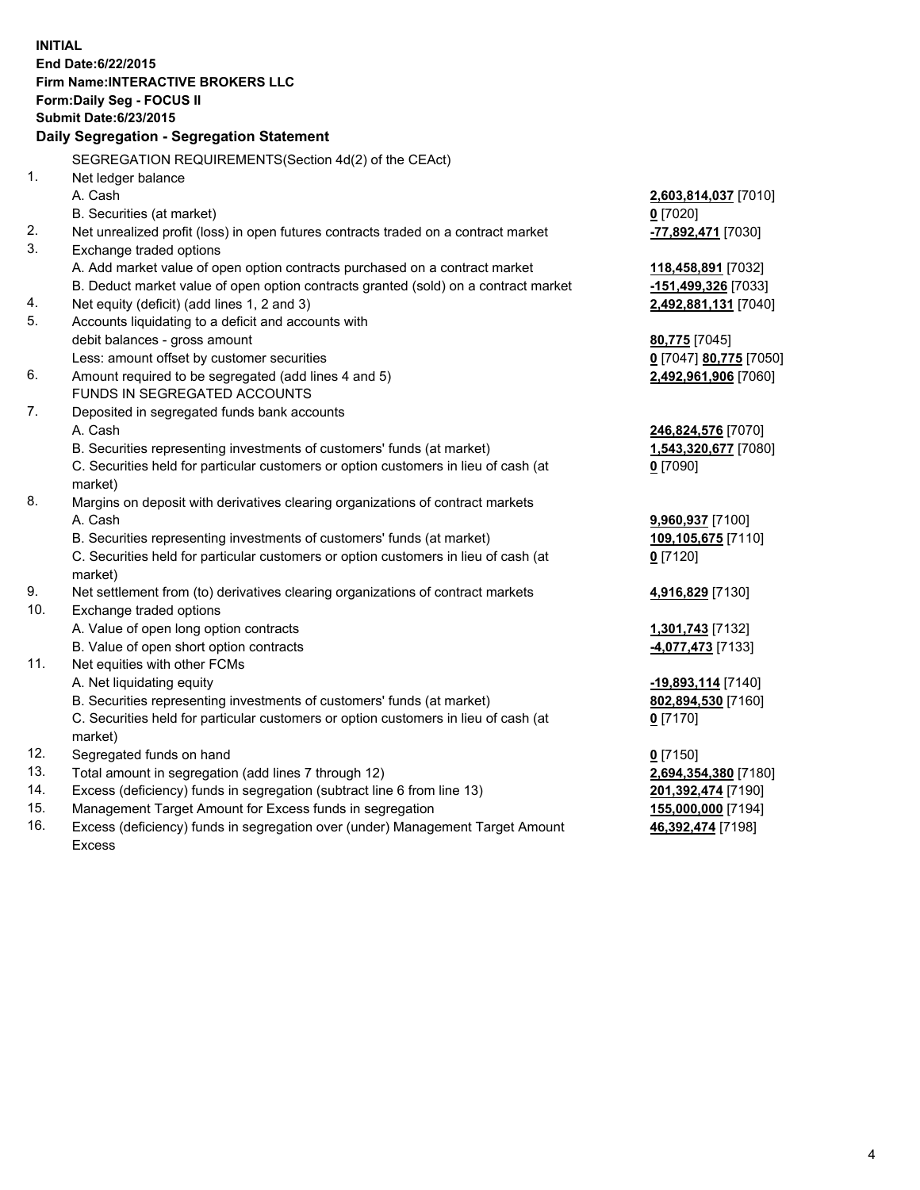**INITIAL**
**End Date:6/22/2015**
**Firm Name:INTERACTIVE BROKERS LLC**
**Form:Daily Seg - FOCUS II**
**Submit Date:6/23/2015**

## Daily Segregation - Segregation Statement

| | SEGREGATION REQUIREMENTS(Section 4d(2) of the CEAct) | |
|---|---|---|
| 1. | Net ledger balance | |
| | A. Cash | **2,603,814,037** [7010] |
| | B. Securities (at market) | **0** [7020] |
| 2. | Net unrealized profit (loss) in open futures contracts traded on a contract market | **-77,892,471** [7030] |
| 3. | Exchange traded options | |
| | A. Add market value of open option contracts purchased on a contract market | **118,458,891** [7032] |
| | B. Deduct market value of open option contracts granted (sold) on a contract market | **-151,499,326** [7033] |
| 4. | Net equity (deficit) (add lines 1, 2 and 3) | **2,492,881,131** [7040] |
| 5. | Accounts liquidating to a deficit and accounts with | |
| | debit balances - gross amount | **80,775** [7045] |
| | Less: amount offset by customer securities | **0** [7047] **80,775** [7050] |
| 6. | Amount required to be segregated (add lines 4 and 5) | **2,492,961,906** [7060] |
| | FUNDS IN SEGREGATED ACCOUNTS | |
| 7. | Deposited in segregated funds bank accounts | |
| | A. Cash | **246,824,576** [7070] |
| | B. Securities representing investments of customers' funds (at market) | **1,543,320,677** [7080] |
| | C. Securities held for particular customers or option customers in lieu of cash (at market) | **0** [7090] |
| 8. | Margins on deposit with derivatives clearing organizations of contract markets | |
| | A. Cash | **9,960,937** [7100] |
| | B. Securities representing investments of customers' funds (at market) | **109,105,675** [7110] |
| | C. Securities held for particular customers or option customers in lieu of cash (at market) | **0** [7120] |
| 9. | Net settlement from (to) derivatives clearing organizations of contract markets | **4,916,829** [7130] |
| 10. | Exchange traded options | |
| | A. Value of open long option contracts | **1,301,743** [7132] |
| | B. Value of open short option contracts | **-4,077,473** [7133] |
| 11. | Net equities with other FCMs | |
| | A. Net liquidating equity | **-19,893,114** [7140] |
| | B. Securities representing investments of customers' funds (at market) | **802,894,530** [7160] |
| | C. Securities held for particular customers or option customers in lieu of cash (at market) | **0** [7170] |
| 12. | Segregated funds on hand | **0** [7150] |
| 13. | Total amount in segregation (add lines 7 through 12) | **2,694,354,380** [7180] |
| 14. | Excess (deficiency) funds in segregation (subtract line 6 from line 13) | **201,392,474** [7190] |
| 15. | Management Target Amount for Excess funds in segregation | **155,000,000** [7194] |
| 16. | Excess (deficiency) funds in segregation over (under) Management Target Amount Excess | **46,392,474** [7198] |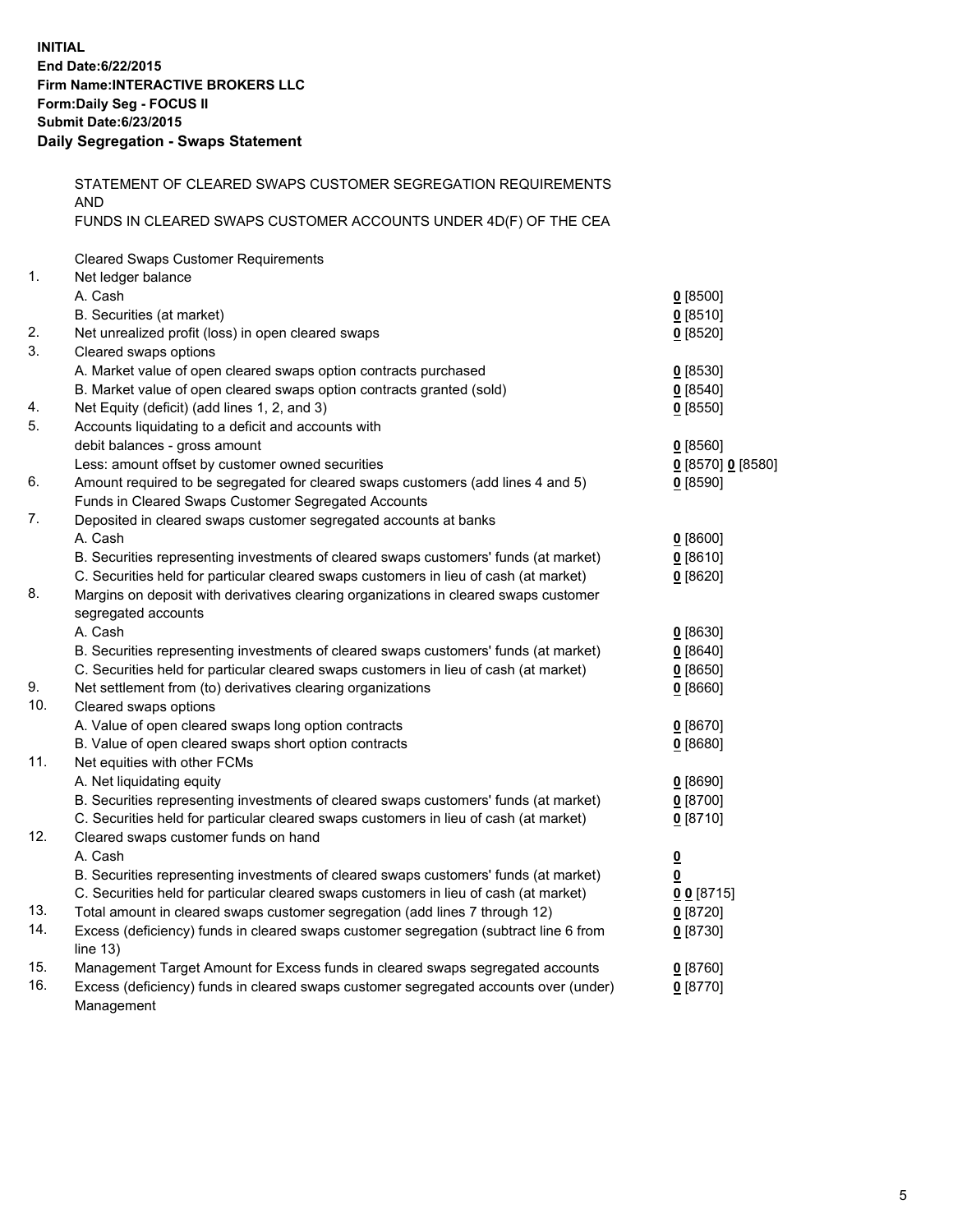**INITIAL**
**End Date:6/22/2015**
**Firm Name:INTERACTIVE BROKERS LLC**
**Form:Daily Seg - FOCUS II**
**Submit Date:6/23/2015**
**Daily Segregation - Swaps Statement**

STATEMENT OF CLEARED SWAPS CUSTOMER SEGREGATION REQUIREMENTS AND FUNDS IN CLEARED SWAPS CUSTOMER ACCOUNTS UNDER 4D(F) OF THE CEA

| | | |
|---|---|---|
| | Cleared Swaps Customer Requirements | |
| 1. | Net ledger balance | |
| | A. Cash | 0 [8500] |
| | B. Securities (at market) | 0 [8510] |
| 2. | Net unrealized profit (loss) in open cleared swaps | 0 [8520] |
| 3. | Cleared swaps options | |
| | A. Market value of open cleared swaps option contracts purchased | 0 [8530] |
| | B. Market value of open cleared swaps option contracts granted (sold) | 0 [8540] |
| 4. | Net Equity (deficit) (add lines 1, 2, and 3) | 0 [8550] |
| 5. | Accounts liquidating to a deficit and accounts with debit balances - gross amount | 0 [8560] |
| | Less: amount offset by customer owned securities | 0 [8570] 0 [8580] |
| 6. | Amount required to be segregated for cleared swaps customers (add lines 4 and 5) | 0 [8590] |
| | Funds in Cleared Swaps Customer Segregated Accounts | |
| 7. | Deposited in cleared swaps customer segregated accounts at banks | |
| | A. Cash | 0 [8600] |
| | B. Securities representing investments of cleared swaps customers' funds (at market) | 0 [8610] |
| | C. Securities held for particular cleared swaps customers in lieu of cash (at market) | 0 [8620] |
| 8. | Margins on deposit with derivatives clearing organizations in cleared swaps customer segregated accounts | |
| | A. Cash | 0 [8630] |
| | B. Securities representing investments of cleared swaps customers' funds (at market) | 0 [8640] |
| | C. Securities held for particular cleared swaps customers in lieu of cash (at market) | 0 [8650] |
| 9. | Net settlement from (to) derivatives clearing organizations | 0 [8660] |
| 10. | Cleared swaps options | |
| | A. Value of open cleared swaps long option contracts | 0 [8670] |
| | B. Value of open cleared swaps short option contracts | 0 [8680] |
| 11. | Net equities with other FCMs | |
| | A. Net liquidating equity | 0 [8690] |
| | B. Securities representing investments of cleared swaps customers' funds (at market) | 0 [8700] |
| | C. Securities held for particular cleared swaps customers in lieu of cash (at market) | 0 [8710] |
| 12. | Cleared swaps customer funds on hand | |
| | A. Cash | 0 |
| | B. Securities representing investments of cleared swaps customers' funds (at market) | 0 |
| | C. Securities held for particular cleared swaps customers in lieu of cash (at market) | 0 0 [8715] |
| 13. | Total amount in cleared swaps customer segregation (add lines 7 through 12) | 0 [8720] |
| 14. | Excess (deficiency) funds in cleared swaps customer segregation (subtract line 6 from line 13) | 0 [8730] |
| 15. | Management Target Amount for Excess funds in cleared swaps segregated accounts | 0 [8760] |
| 16. | Excess (deficiency) funds in cleared swaps customer segregated accounts over (under) Management | 0 [8770] |